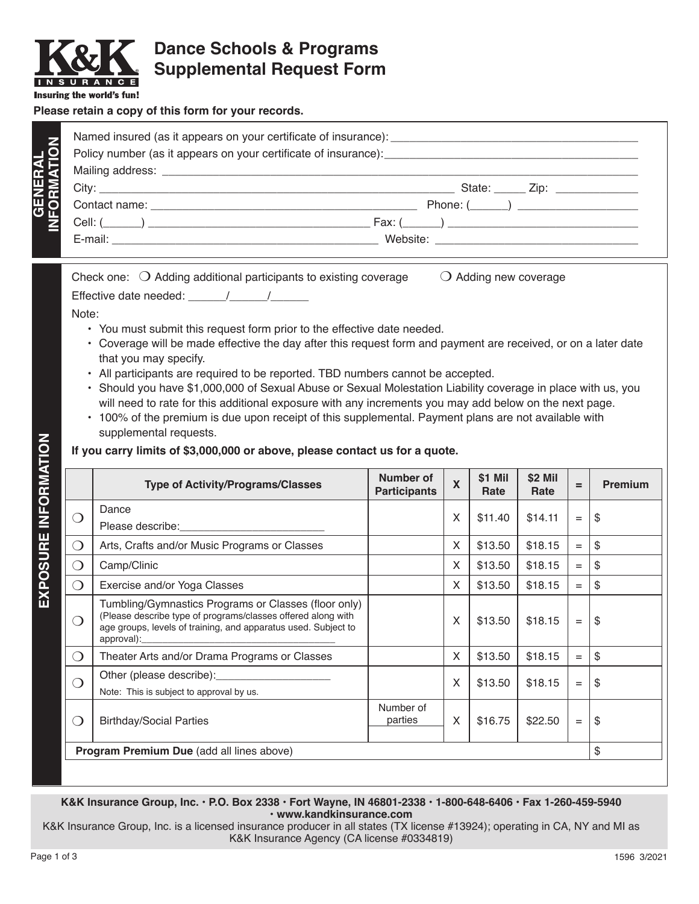# K&K INSURANCE

Insuring the world's fun!

# Dance Schools & Programs Supplemental Request Form

**Please retain a copy of this form for your records.**

## GENERAL INFORMATION

Named insured (as it appears on your certificate of insurance): ______________________________

Policy number (as it appears on your certificate of insurance): ______________________________

Mailing address: ______________________________

City: ______________________________ State: _____ Zip: _____________

Contact name: ______________________________ Phone: (______) ____________________

Cell: (______) ______________________________ Fax: (______) ______________________________

E-mail: ______________________________ Website: ______________________________

## EXPOSURE INFORMATION

Check one: ❍ Adding additional participants to existing coverage ❍ Adding new coverage

Effective date needed: ______/______/______

Note:

- You must submit this request form prior to the effective date needed.
- Coverage will be made effective the day after this request form and payment are received, or on a later date that you may specify.
- All participants are required to be reported. TBD numbers cannot be accepted.
- Should you have $1,000,000 of Sexual Abuse or Sexual Molestation Liability coverage in place with us, you will need to rate for this additional exposure with any increments you may add below on the next page.
- 100% of the premium is due upon receipt of this supplemental. Payment plans are not available with supplemental requests.

**If you carry limits of $3,000,000 or above, please contact us for a quote.**

| | Type of Activity/Programs/Classes | Number of Participants | X | $1 Mil Rate | $2 Mil Rate | = | Premium |
|---|---|---|---|---|---|---|---|
| ❍ | Dance<br>Please describe:________________________ | | X | $11.40 | $14.11 | = | $ |
| ❍ | Arts, Crafts and/or Music Programs or Classes | | X | $13.50 | $18.15 | = | $ |
| ❍ | Camp/Clinic | | X | $13.50 | $18.15 | = | $ |
| ❍ | Exercise and/or Yoga Classes | | X | $13.50 | $18.15 | = | $ |
| ❍ | Tumbling/Gymnastics Programs or Classes (floor only)<br>(Please describe type of programs/classes offered along with age groups, levels of training, and apparatus used. Subject to approval):________________________ | | X | $13.50 | $18.15 | = | $ |
| ❍ | Theater Arts and/or Drama Programs or Classes | | X | $13.50 | $18.15 | = | $ |
| ❍ | Other (please describe):__________________<br>Note: This is subject to approval by us. | | X | $13.50 | $18.15 | = | $ |
| ❍ | Birthday/Social Parties | Number of parties | X | $16.75 | $22.50 | = | $ |
| | **Program Premium Due** (add all lines above) | | | | | | $ |

**K&K Insurance Group, Inc. • P.O. Box 2338 • Fort Wayne, IN 46801-2338 • 1-800-648-6406 • Fax 1-260-459-5940 • www.kandkinsurance.com**

K&K Insurance Group, Inc. is a licensed insurance producer in all states (TX license #13924); operating in CA, NY and MI as K&K Insurance Agency (CA license #0334819)

1596 3/2021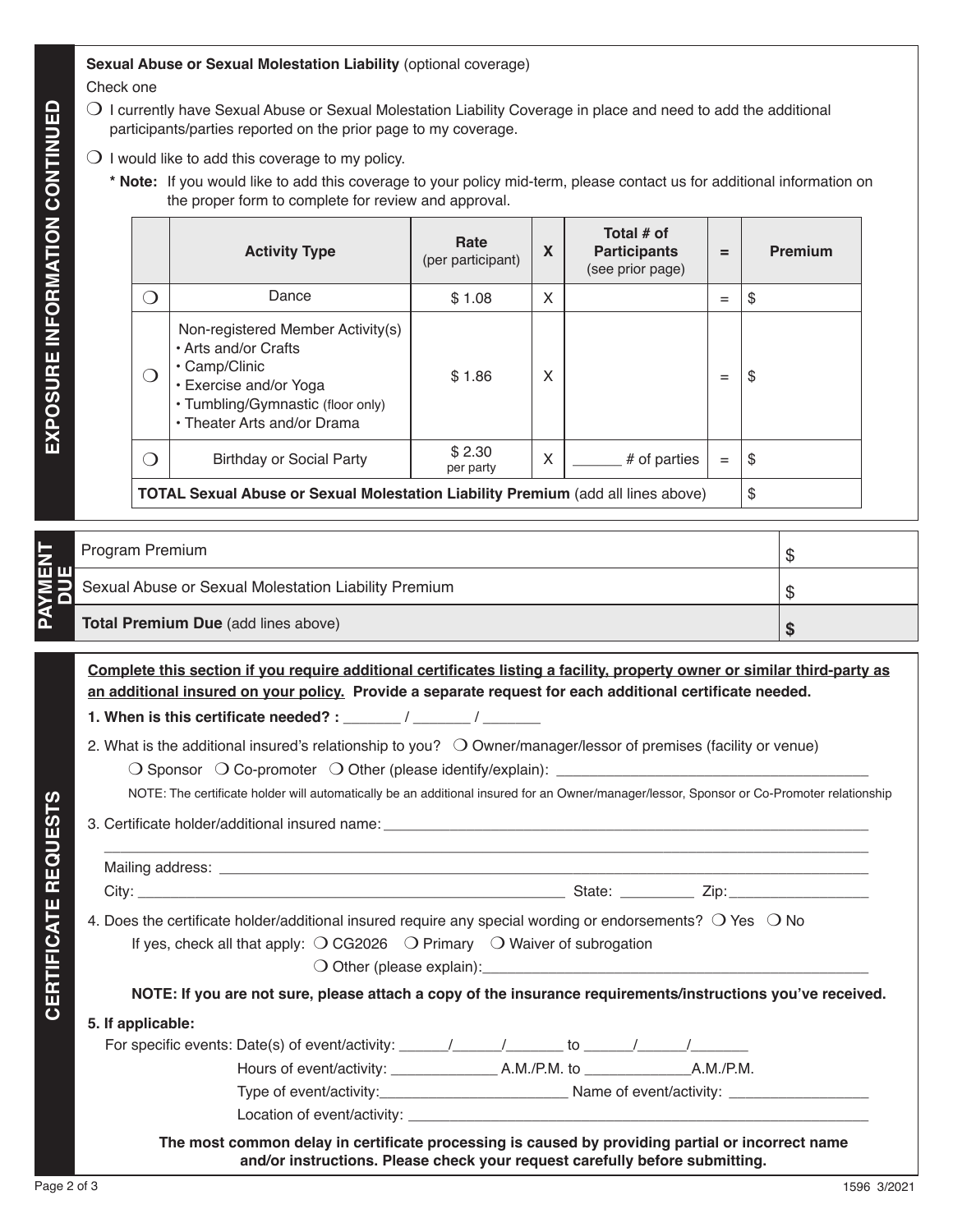## EXPOSURE INFORMATION CONTINUED

**Sexual Abuse or Sexual Molestation Liability** (optional coverage)

Check one

❍ I currently have Sexual Abuse or Sexual Molestation Liability Coverage in place and need to add the additional participants/parties reported on the prior page to my coverage.

❍ I would like to add this coverage to my policy.

**\* Note:** If you would like to add this coverage to your policy mid-term, please contact us for additional information on the proper form to complete for review and approval.

| | Activity Type | Rate (per participant) | X | Total # of Participants (see prior page) | = | Premium |
|---|---|---|---|---|---|---|
| ❍ | Dance | $ 1.08 | X | | = | $ |
| ❍ | Non-registered Member Activity(s)<br>• Arts and/or Crafts<br>• Camp/Clinic<br>• Exercise and/or Yoga<br>• Tumbling/Gymnastic (floor only)<br>• Theater Arts and/or Drama | $ 1.86 | X | | = | $ |
| ❍ | Birthday or Social Party | $ 2.30 per party | X | ______ # of parties | = | $ |
| **TOTAL Sexual Abuse or Sexual Molestation Liability Premium** (add all lines above) | | | | | | $ |

## PAYMENT DUE

| | |
|---|---|
| Program Premium | $ |
| Sexual Abuse or Sexual Molestation Liability Premium | $ |
| **Total Premium Due** (add lines above) | **$** |

## CERTIFICATE REQUESTS

**Complete this section if you require additional certificates listing a facility, property owner or similar third-party as an additional insured on your policy. Provide a separate request for each additional certificate needed.**

**1. When is this certificate needed? :** _______ / _______ / _______

2. What is the additional insured's relationship to you? ❍ Owner/manager/lessor of premises (facility or venue)

❍ Sponsor ❍ Co-promoter ❍ Other (please identify/explain): ______________________________________

NOTE: The certificate holder will automatically be an additional insured for an Owner/manager/lessor, Sponsor or Co-Promoter relationship

3. Certificate holder/additional insured name: ________________________________________________________

________________________________________________________________________________

Mailing address: ________________________________________________________________________

City: ____________________________________________________ State: _________ Zip:________________

4. Does the certificate holder/additional insured require any special wording or endorsements? ❍ Yes ❍ No

If yes, check all that apply: ❍ CG2026 ❍ Primary ❍ Waiver of subrogation

❍ Other (please explain):_____________________________________________

**NOTE: If you are not sure, please attach a copy of the insurance requirements/instructions you've received.**

**5. If applicable:**

For specific events: Date(s) of event/activity: ______/______/_______ to ______/______/_______

Hours of event/activity: _____________ A.M./P.M. to _____________A.M./P.M.

Type of event/activity:_______________________ Name of event/activity: _________________

Location of event/activity: ________________________________________________________

**The most common delay in certificate processing is caused by providing partial or incorrect name and/or instructions. Please check your request carefully before submitting.**

1596 3/2021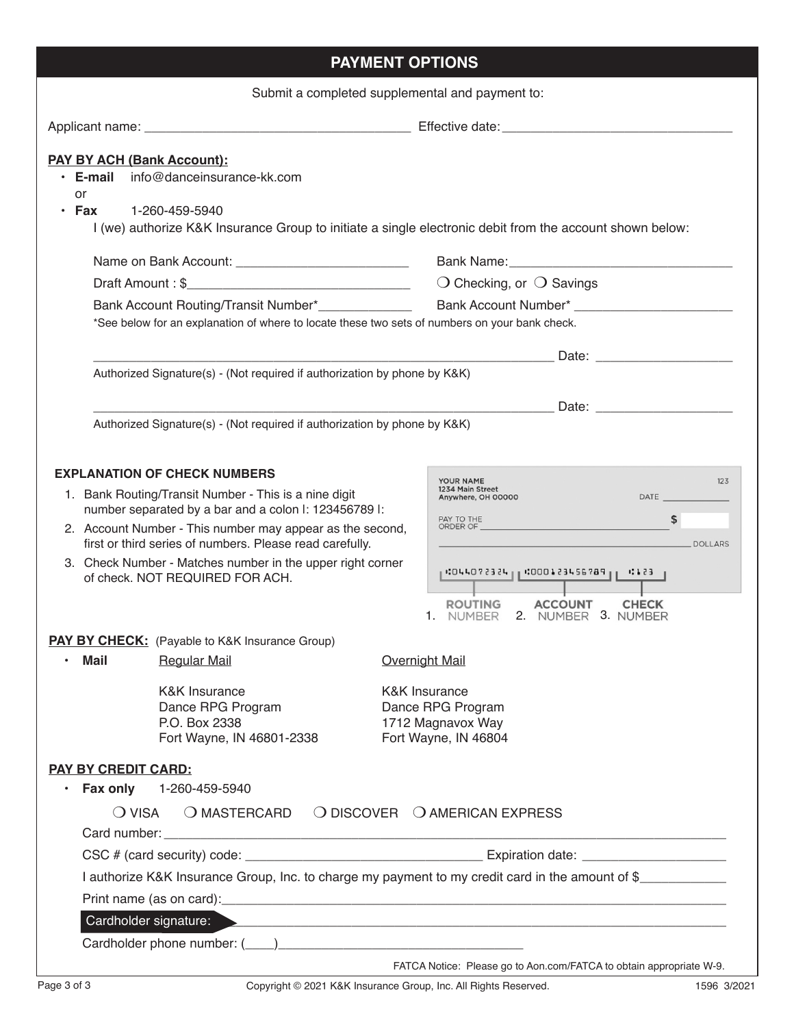## PAYMENT OPTIONS

Submit a completed supplemental and payment to:

Applicant name: ____________________________________ Effective date: ________________________________

**PAY BY ACH (Bank Account):**

- **E-mail** info@danceinsurance-kk.com

  or

- **Fax** 1-260-459-5940

  I (we) authorize K&K Insurance Group to initiate a single electronic debit from the account shown below:

Name on Bank Account: ________________________ Bank Name: ________________________________

Draft Amount : $________________________________ ❍ Checking, or ❍ Savings

Bank Account Routing/Transit Number*_____________ Bank Account Number* ______________________

*See below for an explanation of where to locate these two sets of numbers on your bank check.

_________________________________________________________________ Date: ___________________

Authorized Signature(s) - (Not required if authorization by phone by K&K)

_________________________________________________________________ Date: ___________________

Authorized Signature(s) - (Not required if authorization by phone by K&K)

**EXPLANATION OF CHECK NUMBERS**

1. Bank Routing/Transit Number - This is a nine digit number separated by a bar and a colon l: 123456789 l:
2. Account Number - This number may appear as the second, first or third series of numbers. Please read carefully.
3. Check Number - Matches number in the upper right corner of check. NOT REQUIRED FOR ACH.

YOUR NAME
1234 Main Street
Anywhere, OH 00000
123
DATE
PAY TO THE ORDER OF
$
DOLLARS
⑆044072324⑆ ⑆000123456789⑆ ⑆123
1. ROUTING NUMBER 2. ACCOUNT NUMBER 3. CHECK NUMBER

**PAY BY CHECK:** (Payable to K&K Insurance Group)

- **Mail**

| Regular Mail | Overnight Mail |
|---|---|
| K&K Insurance | K&K Insurance |
| Dance RPG Program | Dance RPG Program |
| P.O. Box 2338 | 1712 Magnavox Way |
| Fort Wayne, IN 46801-2338 | Fort Wayne, IN 46804 |

**PAY BY CREDIT CARD:**

- **Fax only** 1-260-459-5940

❍ VISA ❍ MASTERCARD ❍ DISCOVER ❍ AMERICAN EXPRESS

Card number: ______________________________________________________________________________

CSC # (card security) code: ________________________________ Expiration date: ___________________

I authorize K&K Insurance Group, Inc. to charge my payment to my credit card in the amount of $____________

Print name (as on card): __________________________________________________________________

Cardholder signature: _____________________________________________________________________

Cardholder phone number: (____)___________________________________

FATCA Notice: Please go to Aon.com/FATCA to obtain appropriate W-9.

Copyright © 2021 K&K Insurance Group, Inc. All Rights Reserved. 1596 3/2021